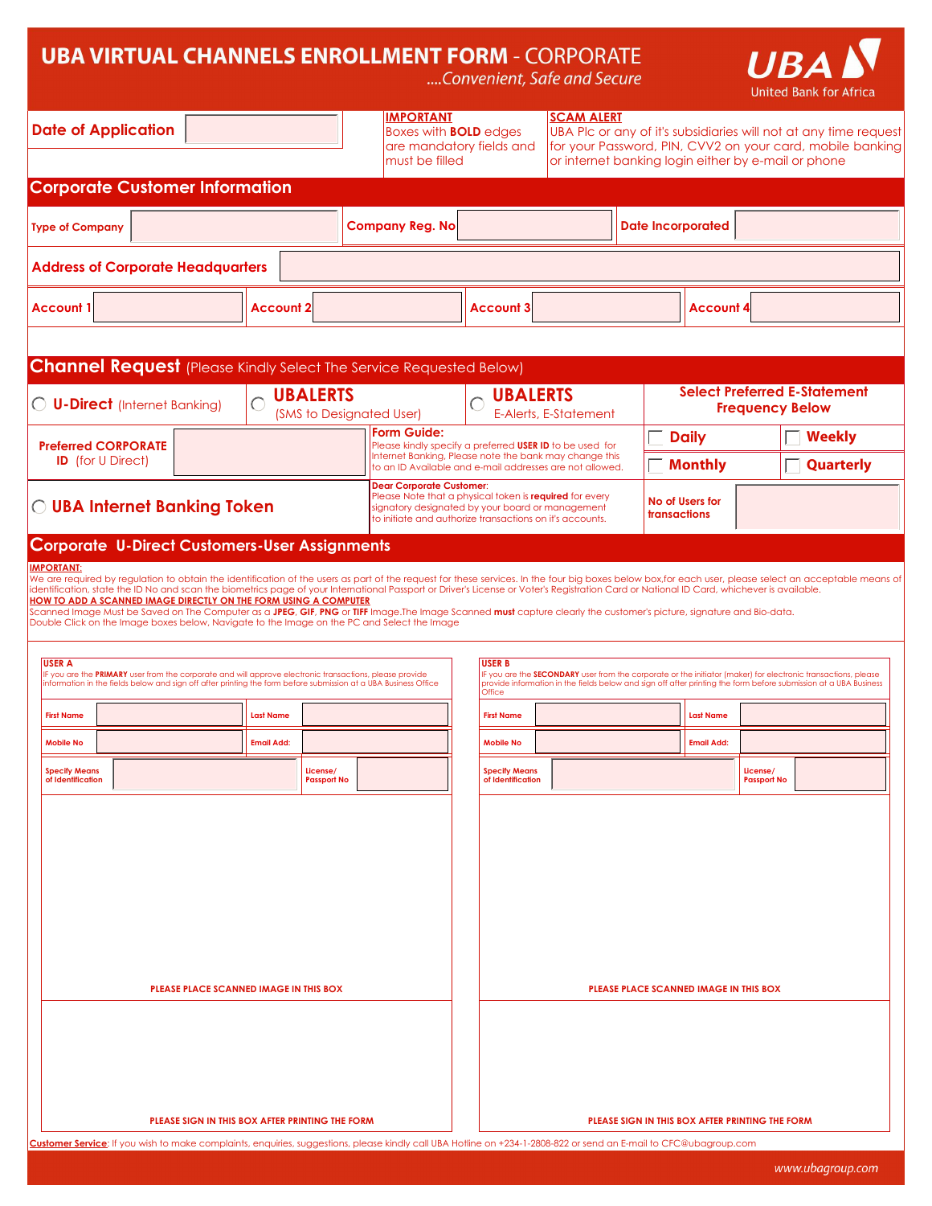# UBA VIRTUAL CHANNELS ENROLLMENT FORM - CORPORATE

*....Convenient, Safe and Secure*

UBA United Bank for Africa

**Date of Application** 

**IMPORTANT**
Boxes with **BOLD** edges are mandatory fields and must be filled

**SCAM ALERT**
UBA Plc or any of it's subsidiaries will not at any time request for your Password, PIN, CVV2 on your card, mobile banking or internet banking login either by e-mail or phone

## Corporate Customer Information

| Type of Company | | Company Reg. No | | Date Incorporated | |
|---|---|---|---|---|---|

| Address of Corporate Headquarters | |
|---|---|

| Account 1 | | Account 2 | | Account 3 | | Account 4 | |
|---|---|---|---|---|---|---|---|

## Channel Request (Please Kindly Select The Service Requested Below)

- ○ **U-Direct** (Internet Banking)
- ○ **UBALERTS** (SMS to Designated User)
- ○ **UBALERTS** E-Alerts, E-Statement

**Select Preferred E-Statement Frequency Below**

- ☐ Daily
- ☐ Weekly
- ☐ Monthly
- ☐ Quarterly

**Preferred CORPORATE ID** (for U Direct) 

**Form Guide:**
Please kindly specify a preferred **USER ID** to be used for Internet Banking, Please note the bank may change this to an ID Available and e-mail addresses are not allowed.

○ **UBA Internet Banking Token**

**Dear Corporate Customer:**
Please Note that a physical token is **required** for every signatory designated by your board or management to initiate and authorize transactions on it's accounts.

**No of Users for transactions** 

## Corporate U-Direct Customers-User Assignments

**IMPORTANT:**
We are required by regulation to obtain the identification of the users as part of the request for these services. In the four big boxes below box,for each user, please select an acceptable means of identification, state the ID No and scan the biometrics page of your International Passport or Driver's License or Voter's Registration Card or National ID Card, whichever is available.

**HOW TO ADD A SCANNED IMAGE DIRECTLY ON THE FORM USING A COMPUTER**
Scanned Image Must be Saved on The Computer as a **JPEG**, **GIF**, **PNG** or **TIFF** Image.The Image Scanned **must** capture clearly the customer's picture, signature and Bio-data.
Double Click on the Image boxes below, Navigate to the Image on the PC and Select the Image

**USER A**
If you are the **PRIMARY** user from the corporate and will approve electronic transactions, please provide information in the fields below and sign off after printing the form before submission at a UBA Business Office

| First Name | | Last Name | |
|---|---|---|---|
| Mobile No | | Email Add: | |
| Specify Means of Identification | | License/ Passport No | |

PLEASE PLACE SCANNED IMAGE IN THIS BOX

PLEASE SIGN IN THIS BOX AFTER PRINTING THE FORM

**USER B**
If you are the **SECONDARY** user from the corporate or the initiator (maker) for electronic transactions, please provide information in the fields below and sign off after printing the form before submission at a UBA Business Office

| First Name | | Last Name | |
|---|---|---|---|
| Mobile No | | Email Add: | |
| Specify Means of Identification | | License/ Passport No | |

PLEASE PLACE SCANNED IMAGE IN THIS BOX

PLEASE SIGN IN THIS BOX AFTER PRINTING THE FORM

**Customer Service**: If you wish to make complaints, enquiries, suggestions, please kindly call UBA Hotline on +234-1-2808-822 or send an E-mail to CFC@ubagroup.com

www.ubagroup.com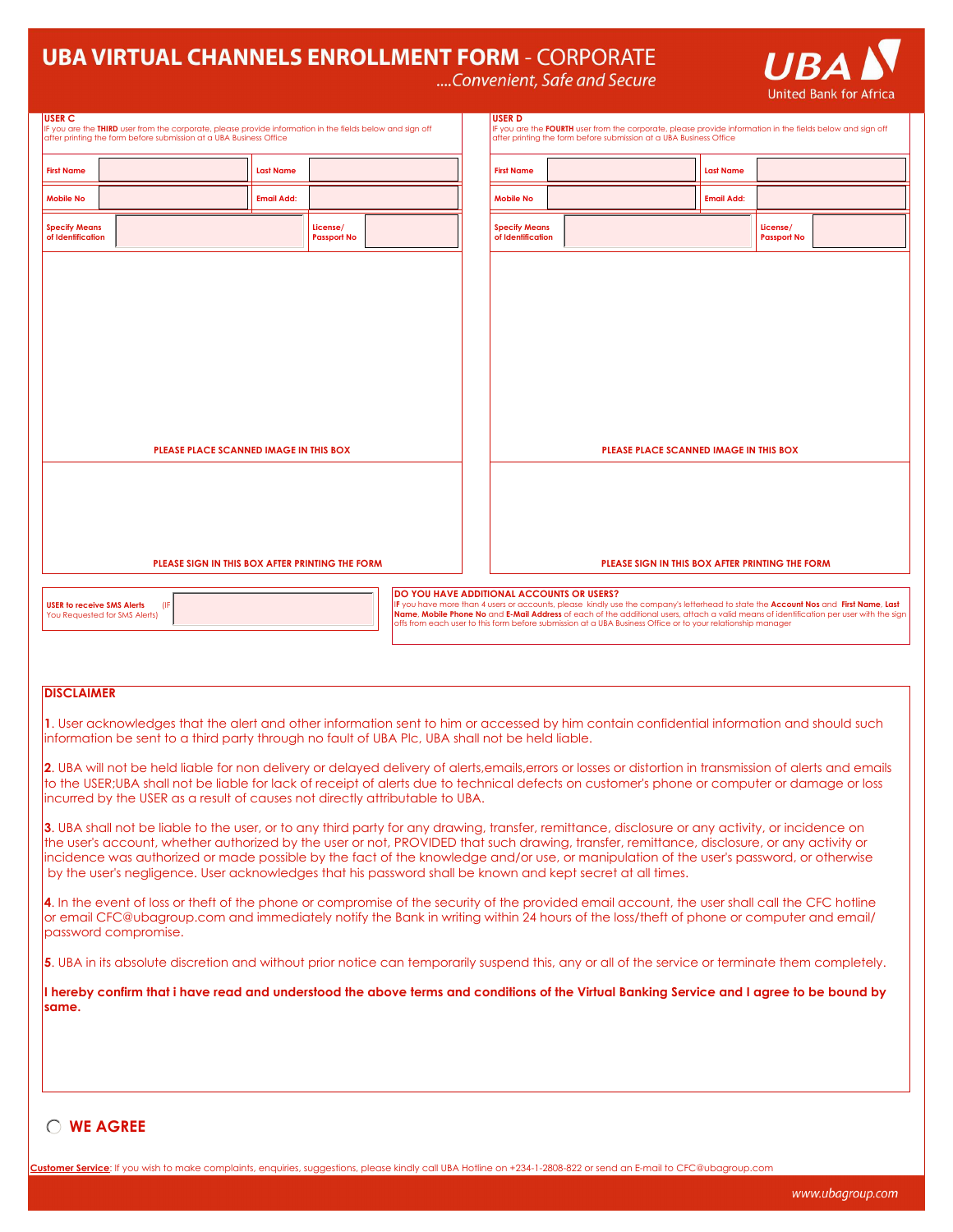# UBA VIRTUAL CHANNELS ENROLLMENT FORM - CORPORATE

*....Convenient, Safe and Secure*

UBA United Bank for Africa

**USER C**

IF you are the **THIRD** user from the corporate, please provide information in the fields below and sign off after printing the form before submission at a UBA Business Office

| First Name | | Last Name | |
|---|---|---|---|
| Mobile No | | Email Add: | |
| Specify Means of Identification | | License/ Passport No | |

PLEASE PLACE SCANNED IMAGE IN THIS BOX

PLEASE SIGN IN THIS BOX AFTER PRINTING THE FORM

**USER D**

IF you are the **FOURTH** user from the corporate, please provide information in the fields below and sign off after printing the form before submission at a UBA Business Office

| First Name | | Last Name | |
|---|---|---|---|
| Mobile No | | Email Add: | |
| Specify Means of Identification | | License/ Passport No | |

PLEASE PLACE SCANNED IMAGE IN THIS BOX

PLEASE SIGN IN THIS BOX AFTER PRINTING THE FORM

**USER to receive SMS Alerts** (IF You Requested for SMS Alerts)

**DO YOU HAVE ADDITIONAL ACCOUNTS OR USERS?**

IF you have more than 4 users or accounts, please kindly use the company's letterhead to state the **Account Nos** and **First Name**, **Last Name**, **Mobile Phone No** and **E-Mail Address** of each of the additional users, attach a valid means of identification per user with the sign offs from each user to this form before submission at a UBA Business Office or to your relationship manager

## DISCLAIMER

**1**. User acknowledges that the alert and other information sent to him or accessed by him contain confidential information and should such information be sent to a third party through no fault of UBA Plc, UBA shall not be held liable.

**2**. UBA will not be held liable for non delivery or delayed delivery of alerts,emails,errors or losses or distortion in transmission of alerts and emails to the USER;UBA shall not be liable for lack of receipt of alerts due to technical defects on customer's phone or computer or damage or loss incurred by the USER as a result of causes not directly attributable to UBA.

**3**. UBA shall not be liable to the user, or to any third party for any drawing, transfer, remittance, disclosure or any activity, or incidence on the user's account, whether authorized by the user or not, PROVIDED that such drawing, transfer, remittance, disclosure, or any activity or incidence was authorized or made possible by the fact of the knowledge and/or use, or manipulation of the user's password, or otherwise by the user's negligence. User acknowledges that his password shall be known and kept secret at all times.

**4**. In the event of loss or theft of the phone or compromise of the security of the provided email account, the user shall call the CFC hotline or email CFC@ubagroup.com and immediately notify the Bank in writing within 24 hours of the loss/theft of phone or computer and email/ password compromise.

**5**. UBA in its absolute discretion and without prior notice can temporarily suspend this, any or all of the service or terminate them completely.

**I hereby confirm that i have read and understood the above terms and conditions of the Virtual Banking Service and I agree to be bound by same.**

○ **WE AGREE**

**Customer Service**: If you wish to make complaints, enquiries, suggestions, please kindly call UBA Hotline on +234-1-2808-822 or send an E-mail to CFC@ubagroup.com

www.ubagroup.com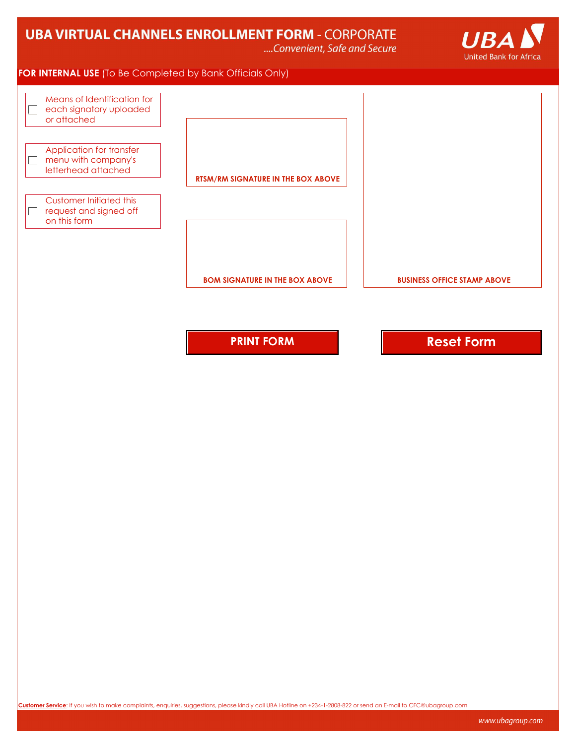# UBA VIRTUAL CHANNELS ENROLLMENT FORM - CORPORATE

*....Convenient, Safe and Secure*

UBA United Bank for Africa

**FOR INTERNAL USE** (To Be Completed by Bank Officials Only)

- [ ] Means of Identification for each signatory uploaded or attached
- [ ] Application for transfer menu with company's letterhead attached
- [ ] Customer Initiated this request and signed off on this form

**RTSM/RM SIGNATURE IN THE BOX ABOVE**

**BOM SIGNATURE IN THE BOX ABOVE**

**BUSINESS OFFICE STAMP ABOVE**

**PRINT FORM**

**Reset Form**

**Customer Service**: If you wish to make complaints, enquiries, suggestions, please kindly call UBA Hotline on +234-1-2808-822 or send an E-mail to CFC@ubagroup.com

*www.ubagroup.com*